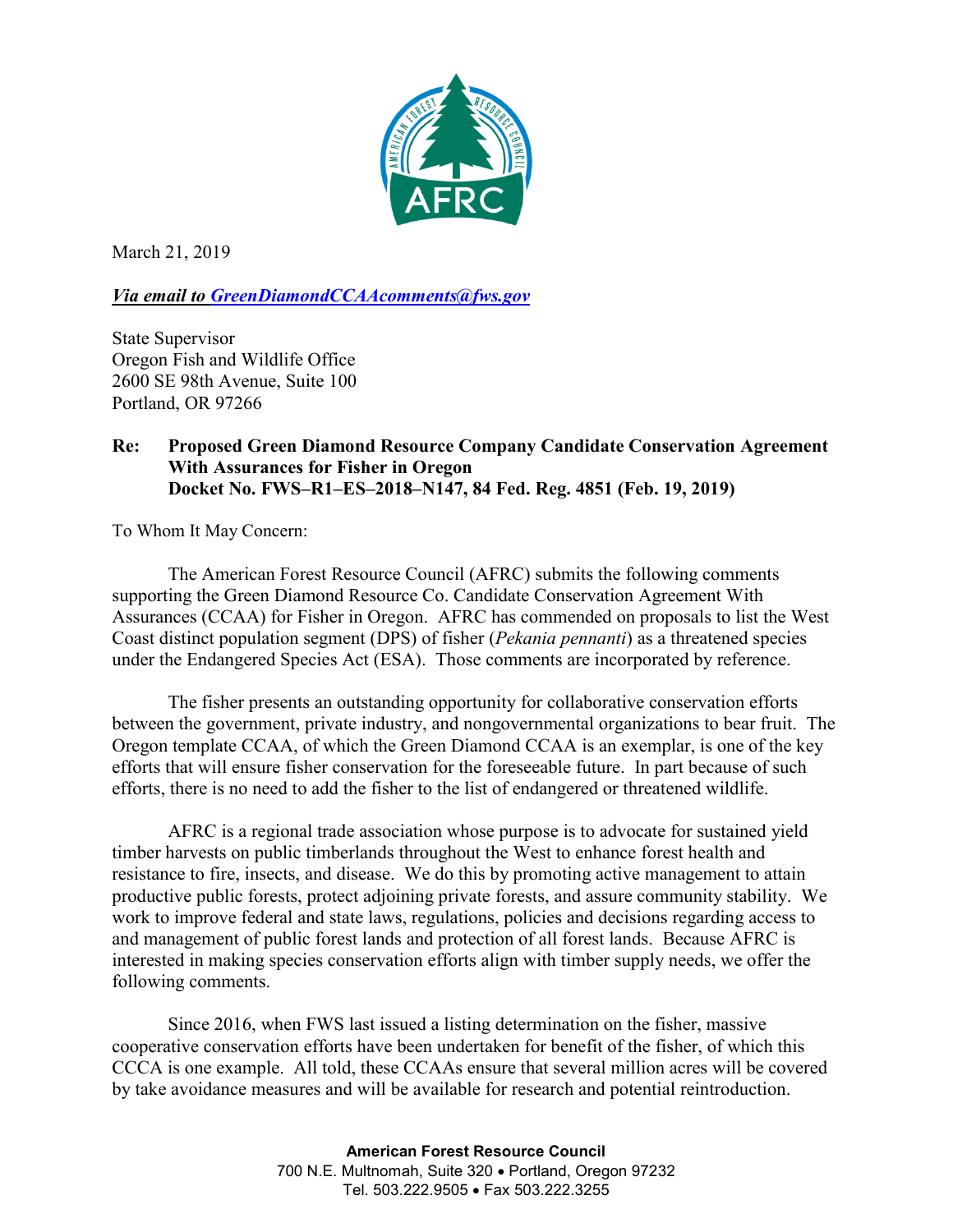March 21, 2019

***Via email to [GreenDiamondCCAAcomments@fws.gov](mailto:GreenDiamondCCAAcomments@fws.gov)***

State Supervisor
Oregon Fish and Wildlife Office
2600 SE 98th Avenue, Suite 100
Portland, OR 97266

**Re: Proposed Green Diamond Resource Company Candidate Conservation Agreement With Assurances for Fisher in Oregon**
**Docket No. FWS–R1–ES–2018–N147, 84 Fed. Reg. 4851 (Feb. 19, 2019)**

To Whom It May Concern:

The American Forest Resource Council (AFRC) submits the following comments supporting the Green Diamond Resource Co. Candidate Conservation Agreement With Assurances (CCAA) for Fisher in Oregon. AFRC has commended on proposals to list the West Coast distinct population segment (DPS) of fisher (*Pekania pennanti*) as a threatened species under the Endangered Species Act (ESA). Those comments are incorporated by reference.

The fisher presents an outstanding opportunity for collaborative conservation efforts between the government, private industry, and nongovernmental organizations to bear fruit. The Oregon template CCAA, of which the Green Diamond CCAA is an exemplar, is one of the key efforts that will ensure fisher conservation for the foreseeable future. In part because of such efforts, there is no need to add the fisher to the list of endangered or threatened wildlife.

AFRC is a regional trade association whose purpose is to advocate for sustained yield timber harvests on public timberlands throughout the West to enhance forest health and resistance to fire, insects, and disease. We do this by promoting active management to attain productive public forests, protect adjoining private forests, and assure community stability. We work to improve federal and state laws, regulations, policies and decisions regarding access to and management of public forest lands and protection of all forest lands. Because AFRC is interested in making species conservation efforts align with timber supply needs, we offer the following comments.

Since 2016, when FWS last issued a listing determination on the fisher, massive cooperative conservation efforts have been undertaken for benefit of the fisher, of which this CCCA is one example. All told, these CCAAs ensure that several million acres will be covered by take avoidance measures and will be available for research and potential reintroduction.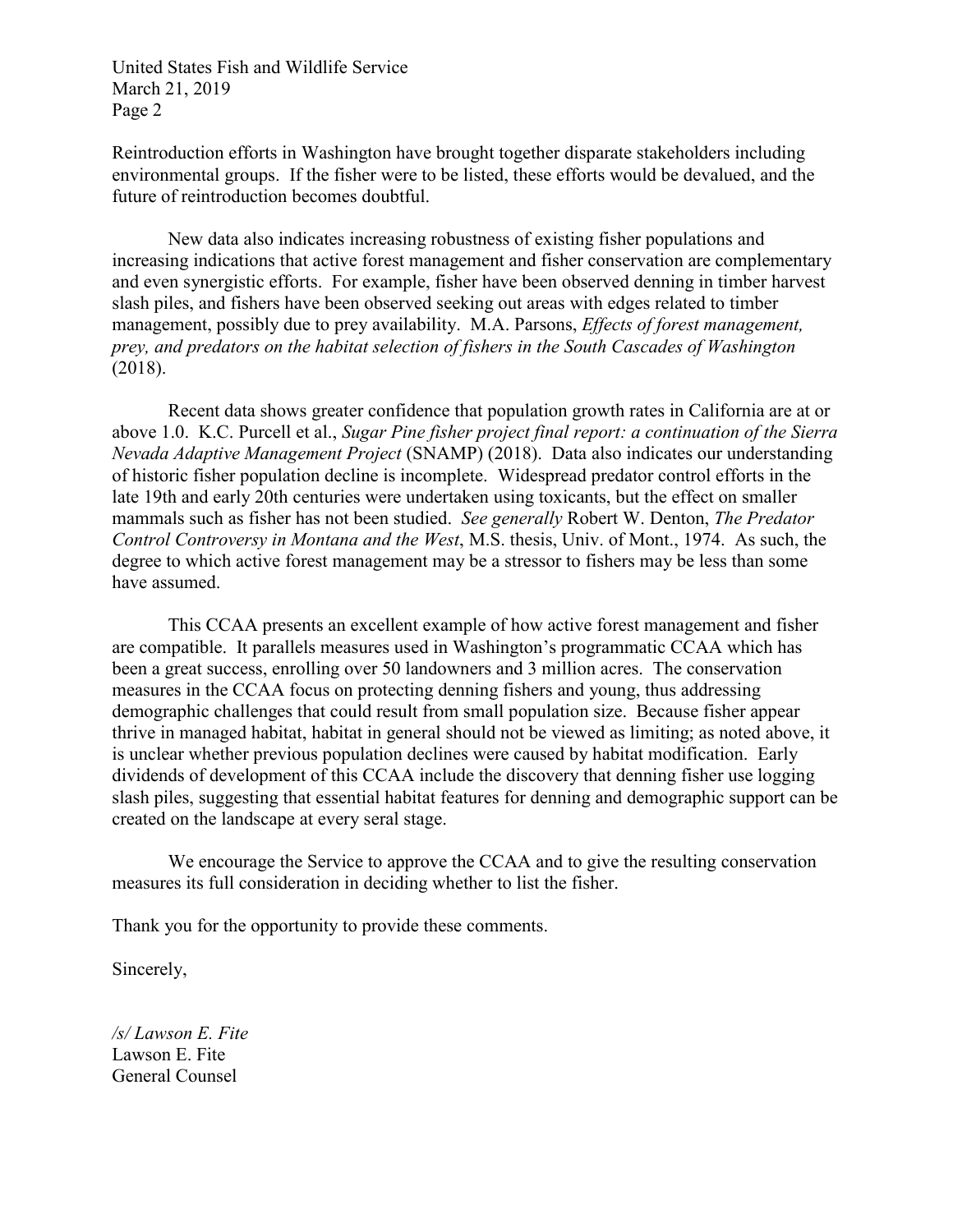Reintroduction efforts in Washington have brought together disparate stakeholders including environmental groups. If the fisher were to be listed, these efforts would be devalued, and the future of reintroduction becomes doubtful.

New data also indicates increasing robustness of existing fisher populations and increasing indications that active forest management and fisher conservation are complementary and even synergistic efforts. For example, fisher have been observed denning in timber harvest slash piles, and fishers have been observed seeking out areas with edges related to timber management, possibly due to prey availability. M.A. Parsons, *Effects of forest management, prey, and predators on the habitat selection of fishers in the South Cascades of Washington* (2018).

Recent data shows greater confidence that population growth rates in California are at or above 1.0. K.C. Purcell et al., *Sugar Pine fisher project final report: a continuation of the Sierra Nevada Adaptive Management Project* (SNAMP) (2018). Data also indicates our understanding of historic fisher population decline is incomplete. Widespread predator control efforts in the late 19th and early 20th centuries were undertaken using toxicants, but the effect on smaller mammals such as fisher has not been studied. *See generally* Robert W. Denton, *The Predator Control Controversy in Montana and the West*, M.S. thesis, Univ. of Mont., 1974. As such, the degree to which active forest management may be a stressor to fishers may be less than some have assumed.

This CCAA presents an excellent example of how active forest management and fisher are compatible. It parallels measures used in Washington's programmatic CCAA which has been a great success, enrolling over 50 landowners and 3 million acres. The conservation measures in the CCAA focus on protecting denning fishers and young, thus addressing demographic challenges that could result from small population size. Because fisher appear thrive in managed habitat, habitat in general should not be viewed as limiting; as noted above, it is unclear whether previous population declines were caused by habitat modification. Early dividends of development of this CCAA include the discovery that denning fisher use logging slash piles, suggesting that essential habitat features for denning and demographic support can be created on the landscape at every seral stage.

We encourage the Service to approve the CCAA and to give the resulting conservation measures its full consideration in deciding whether to list the fisher.

Thank you for the opportunity to provide these comments.

Sincerely,

*/s/ Lawson E. Fite*
Lawson E. Fite
General Counsel